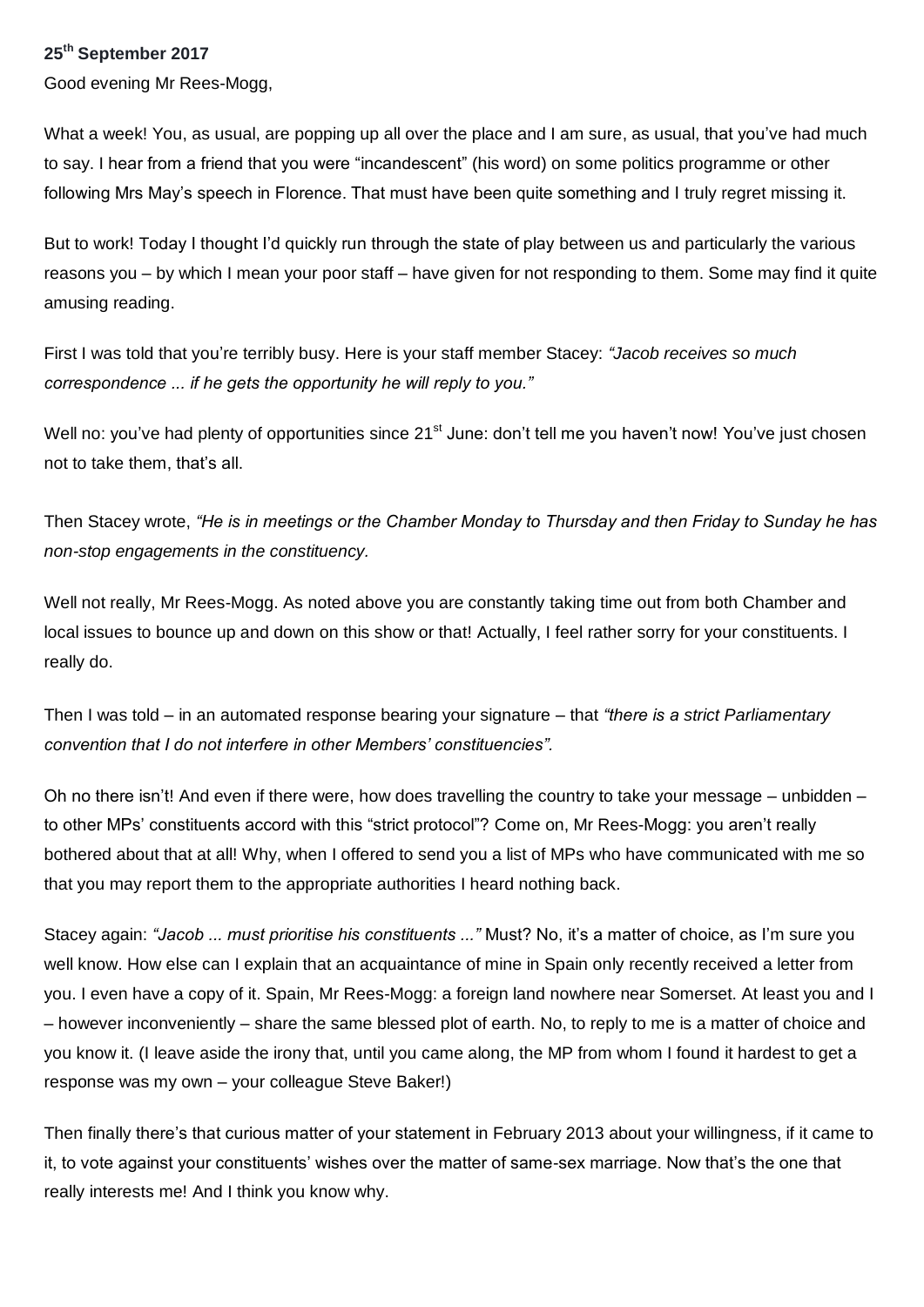**25th September 2017**

Good evening Mr Rees-Mogg,

What a week! You, as usual, are popping up all over the place and I am sure, as usual, that you've had much to say. I hear from a friend that you were "incandescent" (his word) on some politics programme or other following Mrs May's speech in Florence. That must have been quite something and I truly regret missing it.

But to work! Today I thought I'd quickly run through the state of play between us and particularly the various reasons you – by which I mean your poor staff – have given for not responding to them. Some may find it quite amusing reading.

First I was told that you're terribly busy. Here is your staff member Stacey: *"Jacob receives so much correspondence ... if he gets the opportunity he will reply to you."*

Well no: you've had plenty of opportunities since 21st June: don't tell me you haven't now! You've just chosen not to take them, that's all.

Then Stacey wrote, *"He is in meetings or the Chamber Monday to Thursday and then Friday to Sunday he has non-stop engagements in the constituency.*

Well not really, Mr Rees-Mogg. As noted above you are constantly taking time out from both Chamber and local issues to bounce up and down on this show or that! Actually, I feel rather sorry for your constituents. I really do.

Then I was told – in an automated response bearing your signature – that *"there is a strict Parliamentary convention that I do not interfere in other Members' constituencies".*

Oh no there isn't! And even if there were, how does travelling the country to take your message – unbidden – to other MPs' constituents accord with this "strict protocol"? Come on, Mr Rees-Mogg: you aren't really bothered about that at all! Why, when I offered to send you a list of MPs who have communicated with me so that you may report them to the appropriate authorities I heard nothing back.

Stacey again: *"Jacob ... must prioritise his constituents ..."* Must? No, it's a matter of choice, as I'm sure you well know. How else can I explain that an acquaintance of mine in Spain only recently received a letter from you. I even have a copy of it. Spain, Mr Rees-Mogg: a foreign land nowhere near Somerset. At least you and I – however inconveniently – share the same blessed plot of earth. No, to reply to me is a matter of choice and you know it. (I leave aside the irony that, until you came along, the MP from whom I found it hardest to get a response was my own – your colleague Steve Baker!)

Then finally there's that curious matter of your statement in February 2013 about your willingness, if it came to it, to vote against your constituents' wishes over the matter of same-sex marriage. Now that's the one that really interests me! And I think you know why.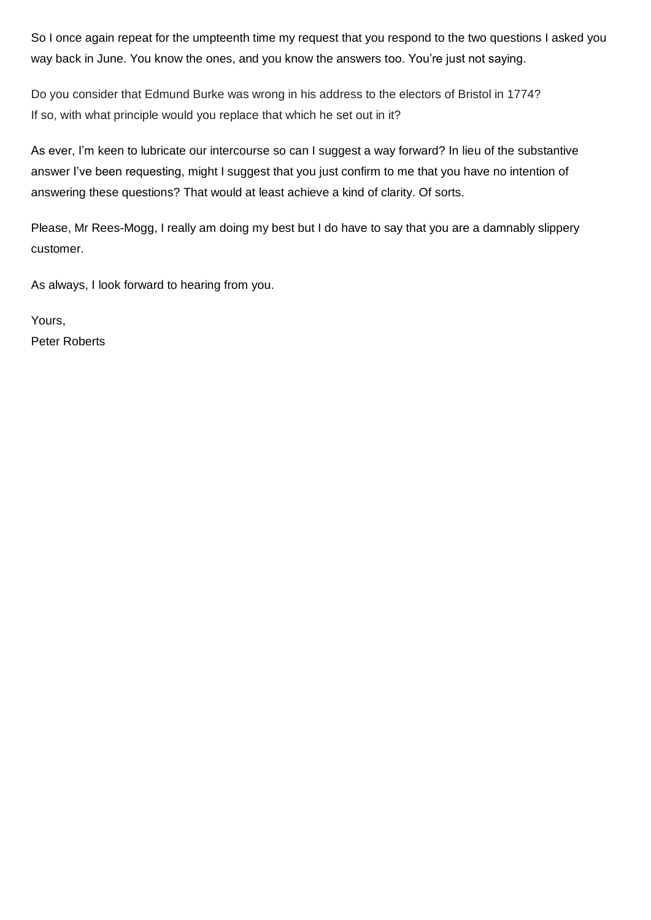So I once again repeat for the umpteenth time my request that you respond to the two questions I asked you way back in June. You know the ones, and you know the answers too. You're just not saying.

Do you consider that Edmund Burke was wrong in his address to the electors of Bristol in 1774?
If so, with what principle would you replace that which he set out in it?

As ever, I'm keen to lubricate our intercourse so can I suggest a way forward? In lieu of the substantive answer I've been requesting, might I suggest that you just confirm to me that you have no intention of answering these questions? That would at least achieve a kind of clarity. Of sorts.

Please, Mr Rees-Mogg, I really am doing my best but I do have to say that you are a damnably slippery customer.

As always, I look forward to hearing from you.

Yours,
Peter Roberts